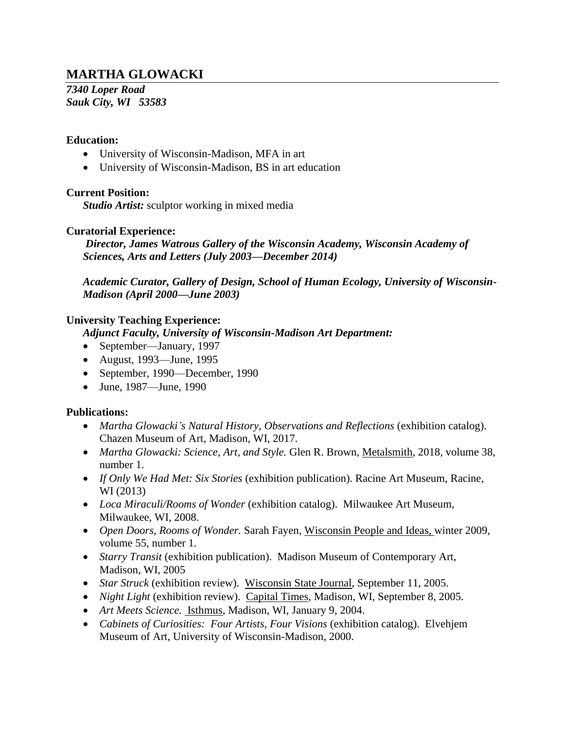# MARTHA GLOWACKI

***7340 Loper Road***
***Sauk City, WI 53583***

**Education:**

- University of Wisconsin-Madison, MFA in art
- University of Wisconsin-Madison, BS in art education

**Current Position:**

***Studio Artist:*** sculptor working in mixed media

**Curatorial Experience:**

***Director, James Watrous Gallery of the Wisconsin Academy, Wisconsin Academy of Sciences, Arts and Letters (July 2003—December 2014)***

***Academic Curator, Gallery of Design, School of Human Ecology, University of Wisconsin-Madison (April 2000—June 2003)***

**University Teaching Experience:**

***Adjunct Faculty, University of Wisconsin-Madison Art Department:***

- September—January, 1997
- August, 1993—June, 1995
- September, 1990—December, 1990
- June, 1987—June, 1990

**Publications:**

- *Martha Glowacki's Natural History, Observations and Reflections* (exhibition catalog). Chazen Museum of Art, Madison, WI, 2017.
- *Martha Glowacki: Science, Art, and Style.* Glen R. Brown, Metalsmith, 2018, volume 38, number 1.
- *If Only We Had Met: Six Stories* (exhibition publication). Racine Art Museum, Racine, WI (2013)
- *Loca Miraculi/Rooms of Wonder* (exhibition catalog). Milwaukee Art Museum, Milwaukee, WI, 2008.
- *Open Doors, Rooms of Wonder.* Sarah Fayen, Wisconsin People and Ideas, winter 2009, volume 55, number 1.
- *Starry Transit* (exhibition publication). Madison Museum of Contemporary Art, Madison, WI, 2005
- *Star Struck* (exhibition review). Wisconsin State Journal, September 11, 2005.
- *Night Light* (exhibition review). Capital Times, Madison, WI, September 8, 2005.
- *Art Meets Science.* Isthmus, Madison, WI, January 9, 2004.
- *Cabinets of Curiosities: Four Artists, Four Visions* (exhibition catalog). Elvehjem Museum of Art, University of Wisconsin-Madison, 2000.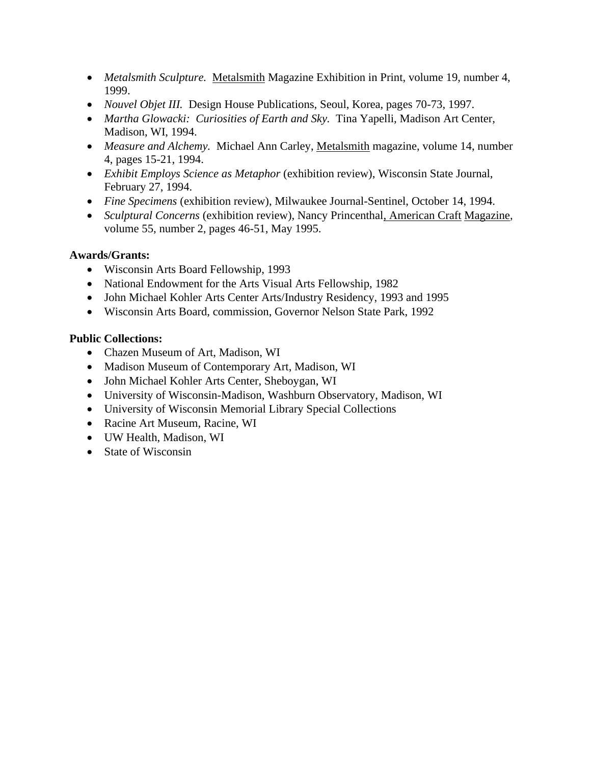- *Metalsmith Sculpture.* Metalsmith Magazine Exhibition in Print, volume 19, number 4, 1999.
- *Nouvel Objet III.* Design House Publications, Seoul, Korea, pages 70-73, 1997.
- *Martha Glowacki: Curiosities of Earth and Sky.* Tina Yapelli, Madison Art Center, Madison, WI, 1994.
- *Measure and Alchemy.* Michael Ann Carley, Metalsmith magazine, volume 14, number 4, pages 15-21, 1994.
- *Exhibit Employs Science as Metaphor* (exhibition review), Wisconsin State Journal, February 27, 1994.
- *Fine Specimens* (exhibition review), Milwaukee Journal-Sentinel, October 14, 1994.
- *Sculptural Concerns* (exhibition review), Nancy Princenthal, American Craft Magazine, volume 55, number 2, pages 46-51, May 1995.

**Awards/Grants:**

- Wisconsin Arts Board Fellowship, 1993
- National Endowment for the Arts Visual Arts Fellowship, 1982
- John Michael Kohler Arts Center Arts/Industry Residency, 1993 and 1995
- Wisconsin Arts Board, commission, Governor Nelson State Park, 1992

**Public Collections:**

- Chazen Museum of Art, Madison, WI
- Madison Museum of Contemporary Art, Madison, WI
- John Michael Kohler Arts Center, Sheboygan, WI
- University of Wisconsin-Madison, Washburn Observatory, Madison, WI
- University of Wisconsin Memorial Library Special Collections
- Racine Art Museum, Racine, WI
- UW Health, Madison, WI
- State of Wisconsin